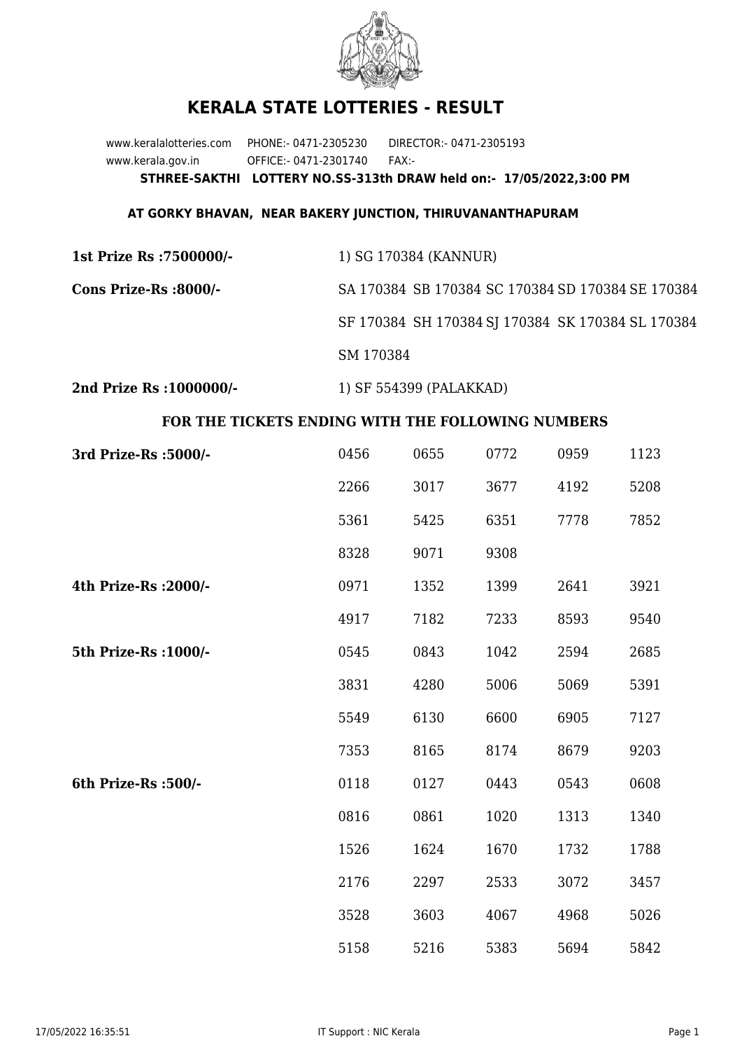# KERALA STATE LOTTERIES - RESULT

www.keralalotteries.com PHONE:- 0471-2305230 DIRECTOR:- 0471-2305193
www.kerala.gov.in OFFICE:- 0471-2301740 FAX:-

**STHREE-SAKTHI LOTTERY NO.SS-313th DRAW held on:- 17/05/2022,3:00 PM**

**AT GORKY BHAVAN, NEAR BAKERY JUNCTION, THIRUVANANTHAPURAM**

**1st Prize Rs :7500000/-** 1) SG 170384 (KANNUR)

**Cons Prize-Rs :8000/-** SA 170384 SB 170384 SC 170384 SD 170384 SE 170384 SF 170384 SH 170384 SJ 170384 SK 170384 SL 170384 SM 170384

**2nd Prize Rs :1000000/-** 1) SF 554399 (PALAKKAD)

**FOR THE TICKETS ENDING WITH THE FOLLOWING NUMBERS**

| | | | | | |
|---|---|---|---|---|---|
| **3rd Prize-Rs :5000/-** | 0456 | 0655 | 0772 | 0959 | 1123 |
| | 2266 | 3017 | 3677 | 4192 | 5208 |
| | 5361 | 5425 | 6351 | 7778 | 7852 |
| | 8328 | 9071 | 9308 | | |
| **4th Prize-Rs :2000/-** | 0971 | 1352 | 1399 | 2641 | 3921 |
| | 4917 | 7182 | 7233 | 8593 | 9540 |
| **5th Prize-Rs :1000/-** | 0545 | 0843 | 1042 | 2594 | 2685 |
| | 3831 | 4280 | 5006 | 5069 | 5391 |
| | 5549 | 6130 | 6600 | 6905 | 7127 |
| | 7353 | 8165 | 8174 | 8679 | 9203 |
| **6th Prize-Rs :500/-** | 0118 | 0127 | 0443 | 0543 | 0608 |
| | 0816 | 0861 | 1020 | 1313 | 1340 |
| | 1526 | 1624 | 1670 | 1732 | 1788 |
| | 2176 | 2297 | 2533 | 3072 | 3457 |
| | 3528 | 3603 | 4067 | 4968 | 5026 |
| | 5158 | 5216 | 5383 | 5694 | 5842 |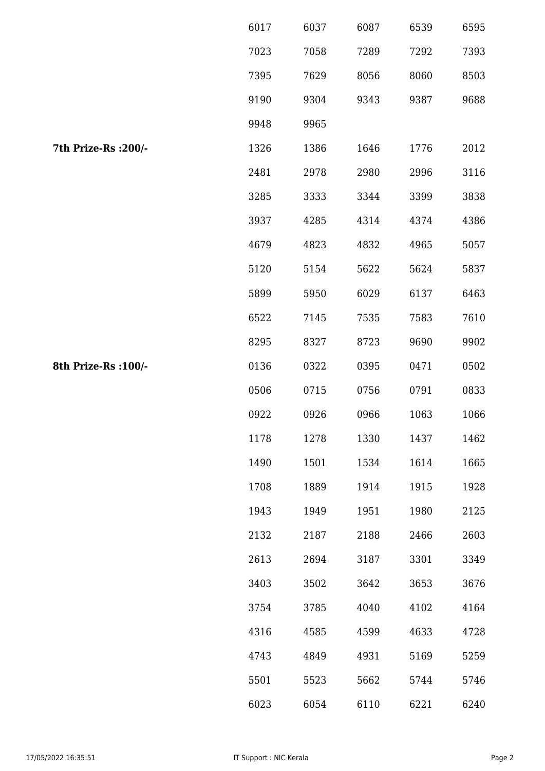| | | | | | |
|---|---|---|---|---|---|
| | 6017 | 6037 | 6087 | 6539 | 6595 |
| | 7023 | 7058 | 7289 | 7292 | 7393 |
| | 7395 | 7629 | 8056 | 8060 | 8503 |
| | 9190 | 9304 | 9343 | 9387 | 9688 |
| | 9948 | 9965 | | | |
| **7th Prize-Rs :200/-** | 1326 | 1386 | 1646 | 1776 | 2012 |
| | 2481 | 2978 | 2980 | 2996 | 3116 |
| | 3285 | 3333 | 3344 | 3399 | 3838 |
| | 3937 | 4285 | 4314 | 4374 | 4386 |
| | 4679 | 4823 | 4832 | 4965 | 5057 |
| | 5120 | 5154 | 5622 | 5624 | 5837 |
| | 5899 | 5950 | 6029 | 6137 | 6463 |
| | 6522 | 7145 | 7535 | 7583 | 7610 |
| | 8295 | 8327 | 8723 | 9690 | 9902 |
| **8th Prize-Rs :100/-** | 0136 | 0322 | 0395 | 0471 | 0502 |
| | 0506 | 0715 | 0756 | 0791 | 0833 |
| | 0922 | 0926 | 0966 | 1063 | 1066 |
| | 1178 | 1278 | 1330 | 1437 | 1462 |
| | 1490 | 1501 | 1534 | 1614 | 1665 |
| | 1708 | 1889 | 1914 | 1915 | 1928 |
| | 1943 | 1949 | 1951 | 1980 | 2125 |
| | 2132 | 2187 | 2188 | 2466 | 2603 |
| | 2613 | 2694 | 3187 | 3301 | 3349 |
| | 3403 | 3502 | 3642 | 3653 | 3676 |
| | 3754 | 3785 | 4040 | 4102 | 4164 |
| | 4316 | 4585 | 4599 | 4633 | 4728 |
| | 4743 | 4849 | 4931 | 5169 | 5259 |
| | 5501 | 5523 | 5662 | 5744 | 5746 |
| | 6023 | 6054 | 6110 | 6221 | 6240 |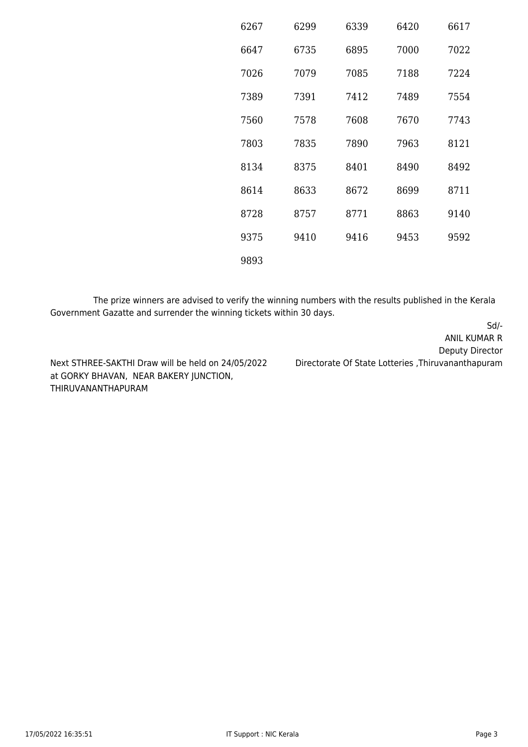| | | | | |
|---|---|---|---|---|
| 6267 | 6299 | 6339 | 6420 | 6617 |
| 6647 | 6735 | 6895 | 7000 | 7022 |
| 7026 | 7079 | 7085 | 7188 | 7224 |
| 7389 | 7391 | 7412 | 7489 | 7554 |
| 7560 | 7578 | 7608 | 7670 | 7743 |
| 7803 | 7835 | 7890 | 7963 | 8121 |
| 8134 | 8375 | 8401 | 8490 | 8492 |
| 8614 | 8633 | 8672 | 8699 | 8711 |
| 8728 | 8757 | 8771 | 8863 | 9140 |
| 9375 | 9410 | 9416 | 9453 | 9592 |
| 9893 | | | | |

The prize winners are advised to verify the winning numbers with the results published in the Kerala Government Gazatte and surrender the winning tickets within 30 days.

Sd/-
ANIL KUMAR R
Deputy Director
Directorate Of State Lotteries ,Thiruvananthapuram

Next STHREE-SAKTHI Draw will be held on 24/05/2022 at GORKY BHAVAN, NEAR BAKERY JUNCTION, THIRUVANANTHAPURAM